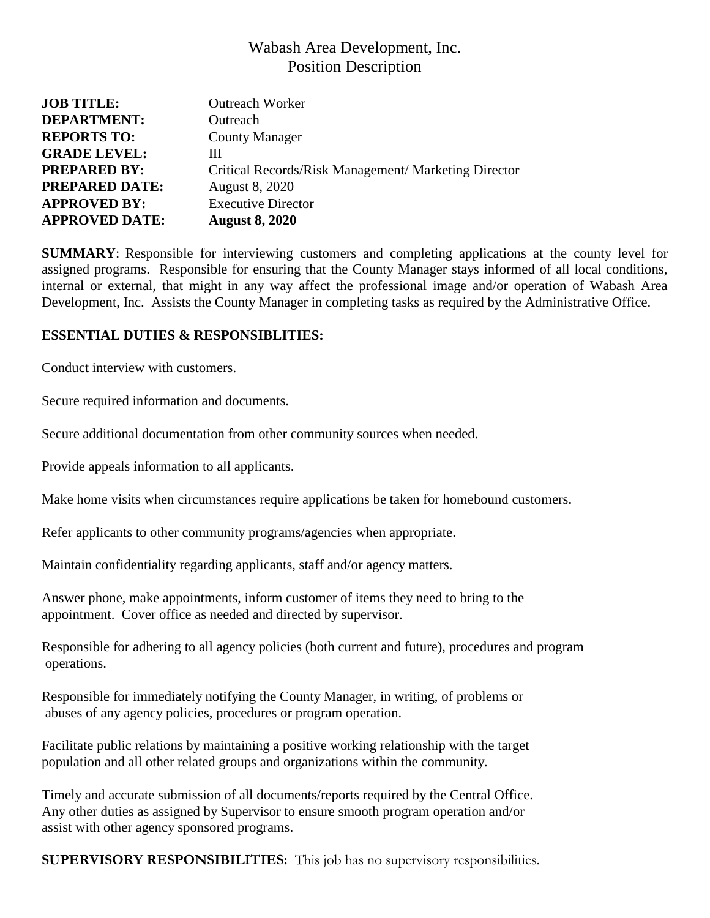# Wabash Area Development, Inc.
## Position Description

| | |
|---|---|
| **JOB TITLE:** | Outreach Worker |
| **DEPARTMENT:** | Outreach |
| **REPORTS TO:** | County Manager |
| **GRADE LEVEL:** | III |
| **PREPARED BY:** | Critical Records/Risk Management/ Marketing Director |
| **PREPARED DATE:** | August 8, 2020 |
| **APPROVED BY:** | Executive Director |
| **APPROVED DATE:** | **August 8, 2020** |

**SUMMARY**: Responsible for interviewing customers and completing applications at the county level for assigned programs. Responsible for ensuring that the County Manager stays informed of all local conditions, internal or external, that might in any way affect the professional image and/or operation of Wabash Area Development, Inc. Assists the County Manager in completing tasks as required by the Administrative Office.

**ESSENTIAL DUTIES & RESPONSIBLITIES:**

Conduct interview with customers.

Secure required information and documents.

Secure additional documentation from other community sources when needed.

Provide appeals information to all applicants.

Make home visits when circumstances require applications be taken for homebound customers.

Refer applicants to other community programs/agencies when appropriate.

Maintain confidentiality regarding applicants, staff and/or agency matters.

Answer phone, make appointments, inform customer of items they need to bring to the appointment. Cover office as needed and directed by supervisor.

Responsible for adhering to all agency policies (both current and future), procedures and program operations.

Responsible for immediately notifying the County Manager, <u>in writing</u>, of problems or abuses of any agency policies, procedures or program operation.

Facilitate public relations by maintaining a positive working relationship with the target population and all other related groups and organizations within the community.

Timely and accurate submission of all documents/reports required by the Central Office.
Any other duties as assigned by Supervisor to ensure smooth program operation and/or assist with other agency sponsored programs.

**SUPERVISORY RESPONSIBILITIES:** This job has no supervisory responsibilities.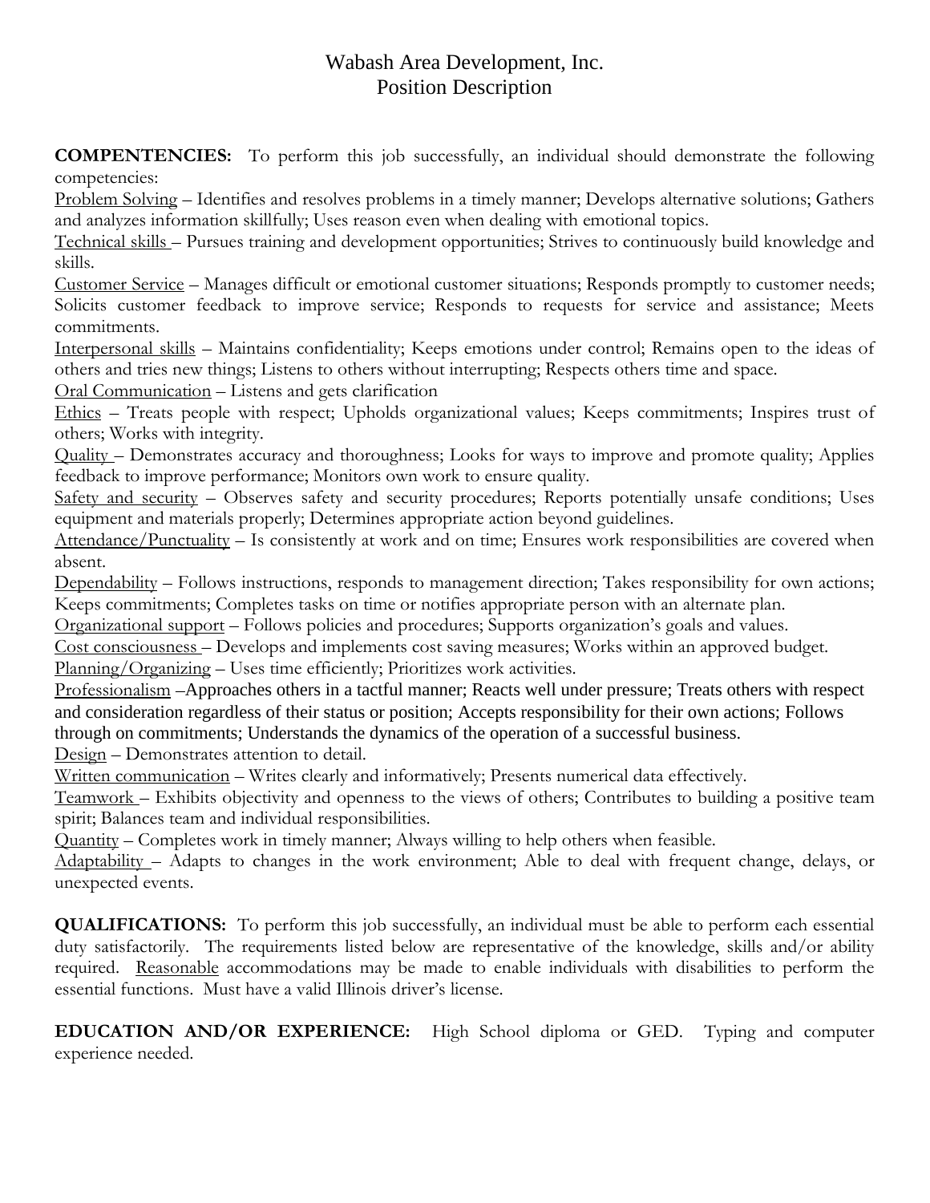# Wabash Area Development, Inc.
## Position Description

**COMPENTENCIES:** To perform this job successfully, an individual should demonstrate the following competencies:

Problem Solving – Identifies and resolves problems in a timely manner; Develops alternative solutions; Gathers and analyzes information skillfully; Uses reason even when dealing with emotional topics.

Technical skills – Pursues training and development opportunities; Strives to continuously build knowledge and skills.

Customer Service – Manages difficult or emotional customer situations; Responds promptly to customer needs; Solicits customer feedback to improve service; Responds to requests for service and assistance; Meets commitments.

Interpersonal skills – Maintains confidentiality; Keeps emotions under control; Remains open to the ideas of others and tries new things; Listens to others without interrupting; Respects others time and space.

Oral Communication – Listens and gets clarification

Ethics – Treats people with respect; Upholds organizational values; Keeps commitments; Inspires trust of others; Works with integrity.

Quality – Demonstrates accuracy and thoroughness; Looks for ways to improve and promote quality; Applies feedback to improve performance; Monitors own work to ensure quality.

Safety and security – Observes safety and security procedures; Reports potentially unsafe conditions; Uses equipment and materials properly; Determines appropriate action beyond guidelines.

Attendance/Punctuality – Is consistently at work and on time; Ensures work responsibilities are covered when absent.

Dependability – Follows instructions, responds to management direction; Takes responsibility for own actions; Keeps commitments; Completes tasks on time or notifies appropriate person with an alternate plan.

Organizational support – Follows policies and procedures; Supports organization's goals and values.

Cost consciousness – Develops and implements cost saving measures; Works within an approved budget.

Planning/Organizing – Uses time efficiently; Prioritizes work activities.

Professionalism –Approaches others in a tactful manner; Reacts well under pressure; Treats others with respect and consideration regardless of their status or position; Accepts responsibility for their own actions; Follows through on commitments; Understands the dynamics of the operation of a successful business.

Design – Demonstrates attention to detail.

Written communication – Writes clearly and informatively; Presents numerical data effectively.

Teamwork – Exhibits objectivity and openness to the views of others; Contributes to building a positive team spirit; Balances team and individual responsibilities.

Quantity – Completes work in timely manner; Always willing to help others when feasible.

Adaptability – Adapts to changes in the work environment; Able to deal with frequent change, delays, or unexpected events.

**QUALIFICATIONS:** To perform this job successfully, an individual must be able to perform each essential duty satisfactorily. The requirements listed below are representative of the knowledge, skills and/or ability required. Reasonable accommodations may be made to enable individuals with disabilities to perform the essential functions. Must have a valid Illinois driver's license.

**EDUCATION AND/OR EXPERIENCE:** High School diploma or GED. Typing and computer experience needed.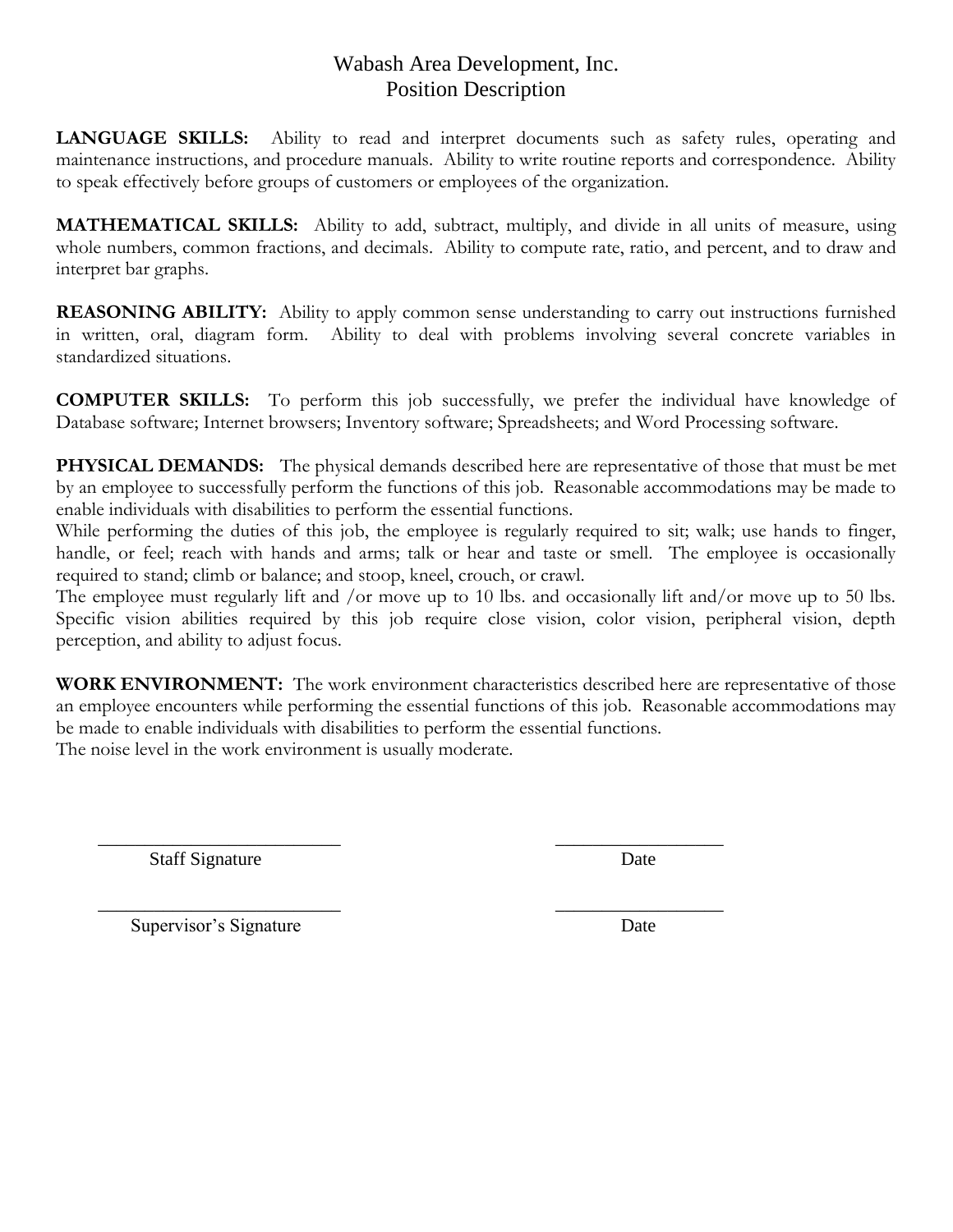Wabash Area Development, Inc.
Position Description

**LANGUAGE SKILLS:** Ability to read and interpret documents such as safety rules, operating and maintenance instructions, and procedure manuals. Ability to write routine reports and correspondence. Ability to speak effectively before groups of customers or employees of the organization.

**MATHEMATICAL SKILLS:** Ability to add, subtract, multiply, and divide in all units of measure, using whole numbers, common fractions, and decimals. Ability to compute rate, ratio, and percent, and to draw and interpret bar graphs.

**REASONING ABILITY:** Ability to apply common sense understanding to carry out instructions furnished in written, oral, diagram form. Ability to deal with problems involving several concrete variables in standardized situations.

**COMPUTER SKILLS:** To perform this job successfully, we prefer the individual have knowledge of Database software; Internet browsers; Inventory software; Spreadsheets; and Word Processing software.

**PHYSICAL DEMANDS:** The physical demands described here are representative of those that must be met by an employee to successfully perform the functions of this job. Reasonable accommodations may be made to enable individuals with disabilities to perform the essential functions.
While performing the duties of this job, the employee is regularly required to sit; walk; use hands to finger, handle, or feel; reach with hands and arms; talk or hear and taste or smell. The employee is occasionally required to stand; climb or balance; and stoop, kneel, crouch, or crawl.
The employee must regularly lift and /or move up to 10 lbs. and occasionally lift and/or move up to 50 lbs. Specific vision abilities required by this job require close vision, color vision, peripheral vision, depth perception, and ability to adjust focus.

**WORK ENVIRONMENT:** The work environment characteristics described here are representative of those an employee encounters while performing the essential functions of this job. Reasonable accommodations may be made to enable individuals with disabilities to perform the essential functions.
The noise level in the work environment is usually moderate.

\_\_\_\_\_\_\_\_\_\_\_\_\_\_\_\_\_\_\_\_\_\_\_\_\_\_\_\_ \_\_\_\_\_\_\_\_\_\_\_\_\_\_\_\_\_\_\_
Staff Signature Date

\_\_\_\_\_\_\_\_\_\_\_\_\_\_\_\_\_\_\_\_\_\_\_\_\_\_\_\_ \_\_\_\_\_\_\_\_\_\_\_\_\_\_\_\_\_\_\_
Supervisor's Signature Date